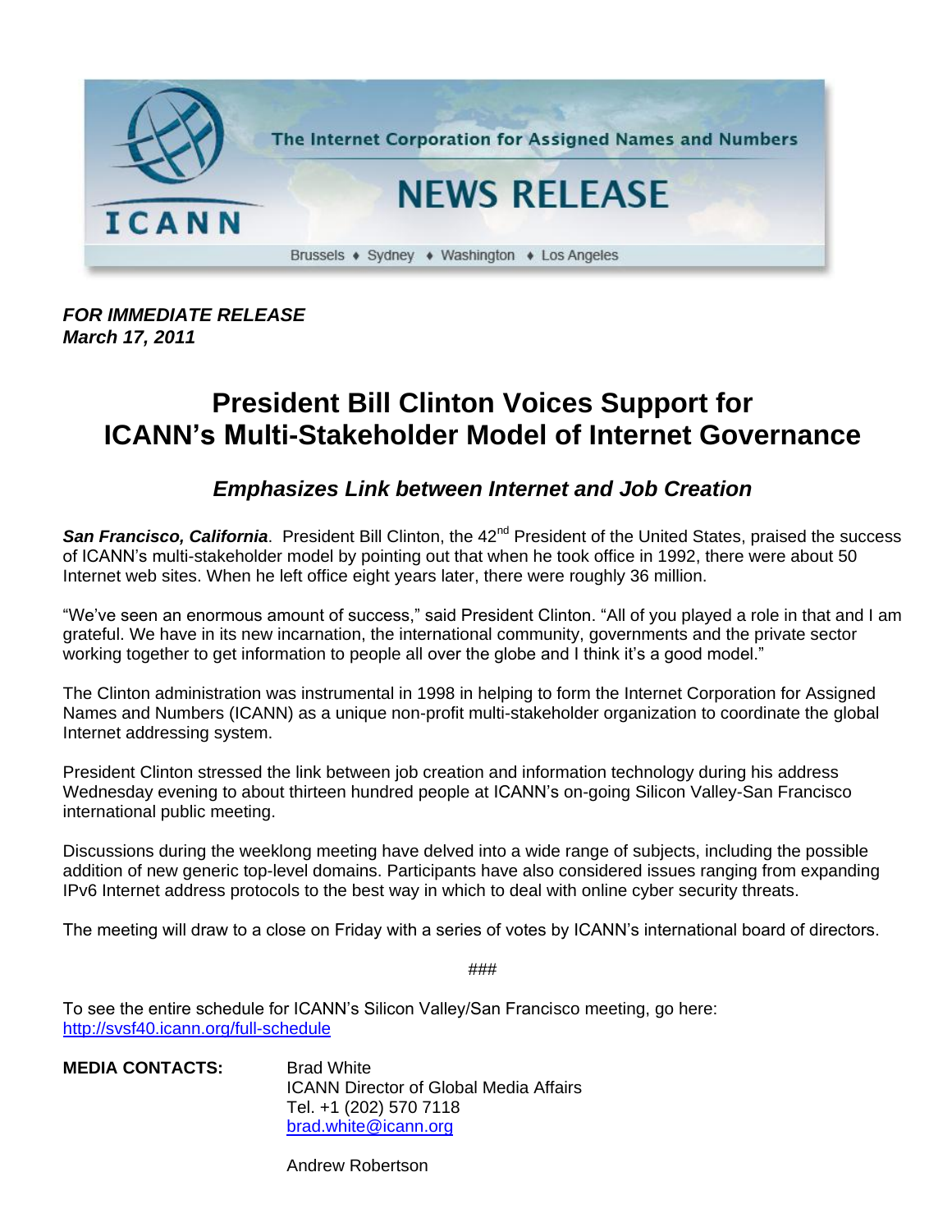The Internet Corporation for Assigned Names and Numbers

# NEWS RELEASE

Brussels ♦ Sydney ♦ Washington ♦ Los Angeles

***FOR IMMEDIATE RELEASE***
***March 17, 2011***

# President Bill Clinton Voices Support for ICANN's Multi-Stakeholder Model of Internet Governance

## *Emphasizes Link between Internet and Job Creation*

***San Francisco, California***. President Bill Clinton, the 42nd President of the United States, praised the success of ICANN's multi-stakeholder model by pointing out that when he took office in 1992, there were about 50 Internet web sites. When he left office eight years later, there were roughly 36 million.

"We've seen an enormous amount of success," said President Clinton. "All of you played a role in that and I am grateful. We have in its new incarnation, the international community, governments and the private sector working together to get information to people all over the globe and I think it's a good model."

The Clinton administration was instrumental in 1998 in helping to form the Internet Corporation for Assigned Names and Numbers (ICANN) as a unique non-profit multi-stakeholder organization to coordinate the global Internet addressing system.

President Clinton stressed the link between job creation and information technology during his address Wednesday evening to about thirteen hundred people at ICANN's on-going Silicon Valley-San Francisco international public meeting.

Discussions during the weeklong meeting have delved into a wide range of subjects, including the possible addition of new generic top-level domains. Participants have also considered issues ranging from expanding IPv6 Internet address protocols to the best way in which to deal with online cyber security threats.

The meeting will draw to a close on Friday with a series of votes by ICANN's international board of directors.

###

To see the entire schedule for ICANN's Silicon Valley/San Francisco meeting, go here: http://svsf40.icann.org/full-schedule

**MEDIA CONTACTS:**

Brad White
ICANN Director of Global Media Affairs
Tel. +1 (202) 570 7118
brad.white@icann.org

Andrew Robertson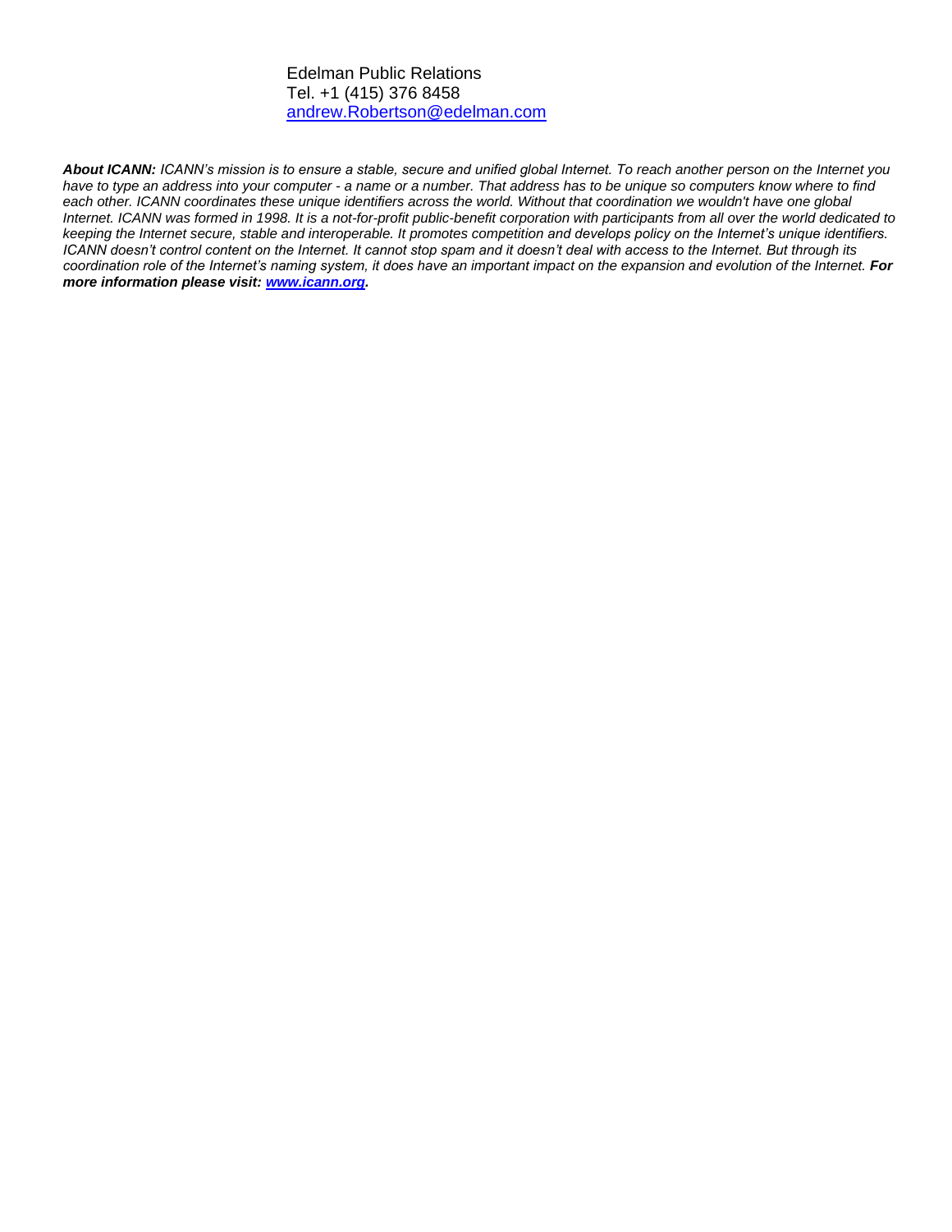Edelman Public Relations
Tel. +1 (415) 376 8458
andrew.Robertson@edelman.com

***About ICANN:** ICANN's mission is to ensure a stable, secure and unified global Internet. To reach another person on the Internet you have to type an address into your computer - a name or a number. That address has to be unique so computers know where to find each other. ICANN coordinates these unique identifiers across the world. Without that coordination we wouldn't have one global Internet. ICANN was formed in 1998. It is a not-for-profit public-benefit corporation with participants from all over the world dedicated to keeping the Internet secure, stable and interoperable. It promotes competition and develops policy on the Internet's unique identifiers. ICANN doesn't control content on the Internet. It cannot stop spam and it doesn't deal with access to the Internet. But through its coordination role of the Internet's naming system, it does have an important impact on the expansion and evolution of the Internet.* ***For more information please visit: www.icann.org.***